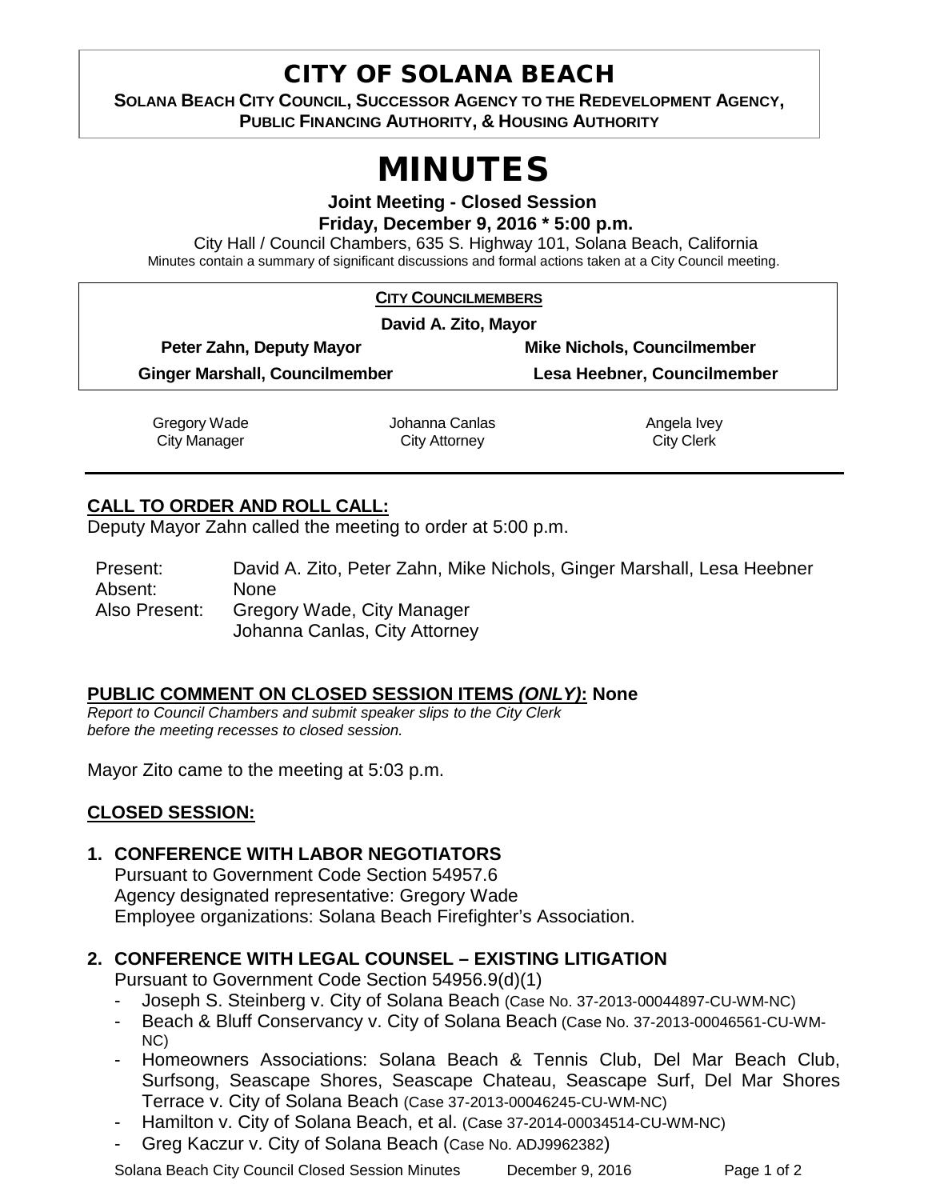# CITY OF SOLANA BEACH

**SOLANA BEACH CITY COUNCIL, SUCCESSOR AGENCY TO THE REDEVELOPMENT AGENCY, PUBLIC FINANCING AUTHORITY, & HOUSING AUTHORITY**

# MINUTES

**Joint Meeting - Closed Session**
**Friday, December 9, 2016 * 5:00 p.m.**

City Hall / Council Chambers, 635 S. Highway 101, Solana Beach, California

Minutes contain a summary of significant discussions and formal actions taken at a City Council meeting.

**CITY COUNCILMEMBERS**

**David A. Zito, Mayor**

**Peter Zahn, Deputy Mayor** | **Mike Nichols, Councilmember**

**Ginger Marshall, Councilmember** | **Lesa Heebner, Councilmember**

| Gregory Wade | Johanna Canlas | Angela Ivey |
|---|---|---|
| City Manager | City Attorney | City Clerk |

## CALL TO ORDER AND ROLL CALL:

Deputy Mayor Zahn called the meeting to order at 5:00 p.m.

Present: David A. Zito, Peter Zahn, Mike Nichols, Ginger Marshall, Lesa Heebner
Absent: None
Also Present: Gregory Wade, City Manager
Johanna Canlas, City Attorney

## PUBLIC COMMENT ON CLOSED SESSION ITEMS *(ONLY)*: None

*Report to Council Chambers and submit speaker slips to the City Clerk before the meeting recesses to closed session.*

Mayor Zito came to the meeting at 5:03 p.m.

## CLOSED SESSION:

**1. CONFERENCE WITH LABOR NEGOTIATORS**
Pursuant to Government Code Section 54957.6
Agency designated representative: Gregory Wade
Employee organizations: Solana Beach Firefighter's Association.

**2. CONFERENCE WITH LEGAL COUNSEL – EXISTING LITIGATION**
Pursuant to Government Code Section 54956.9(d)(1)

- Joseph S. Steinberg v. City of Solana Beach (Case No. 37-2013-00044897-CU-WM-NC)
- Beach & Bluff Conservancy v. City of Solana Beach (Case No. 37-2013-00046561-CU-WM-NC)
- Homeowners Associations: Solana Beach & Tennis Club, Del Mar Beach Club, Surfsong, Seascape Shores, Seascape Chateau, Seascape Surf, Del Mar Shores Terrace v. City of Solana Beach (Case 37-2013-00046245-CU-WM-NC)
- Hamilton v. City of Solana Beach, et al. (Case 37-2014-00034514-CU-WM-NC)
- Greg Kaczur v. City of Solana Beach (Case No. ADJ9962382)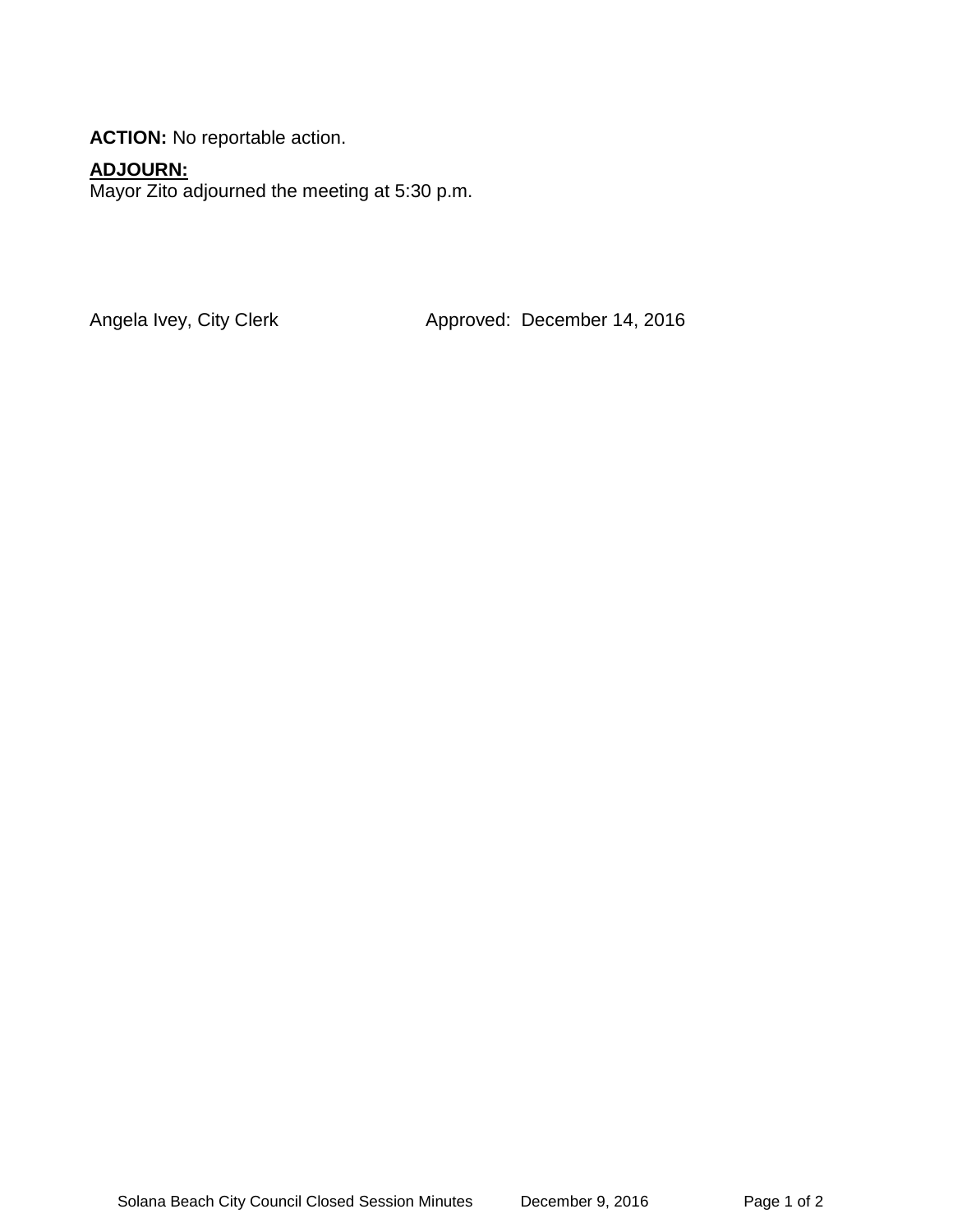**ACTION:** No reportable action.

**ADJOURN:**
Mayor Zito adjourned the meeting at 5:30 p.m.

Angela Ivey, City Clerk　　　　　　Approved: December 14, 2016